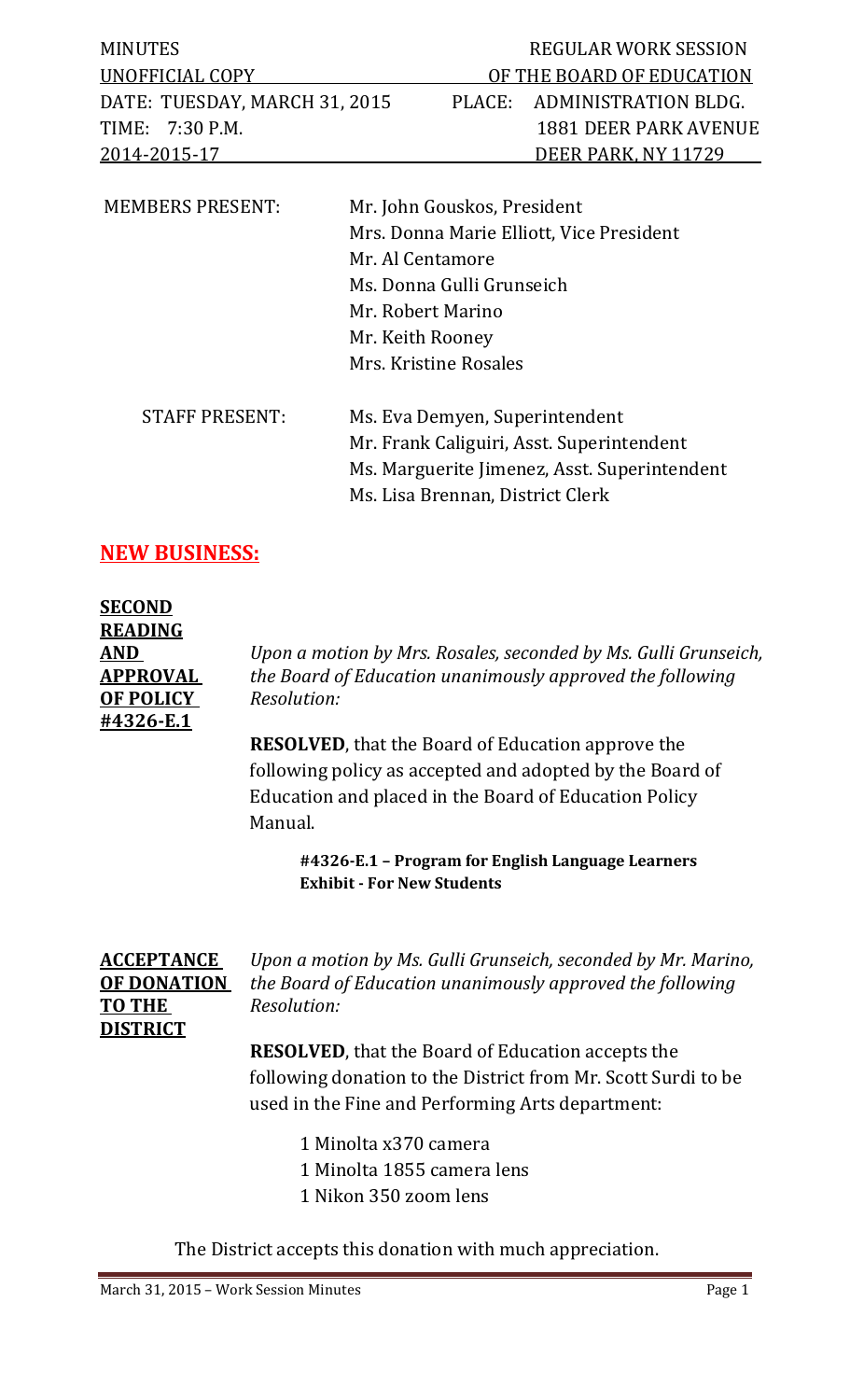| MINUTES | REGULAR WORK SESSION |
|---|---|
| UNOFFICIAL COPY | OF THE BOARD OF EDUCATION |
| DATE: TUESDAY, MARCH 31, 2015 | PLACE: ADMINISTRATION BLDG. |
| TIME: 7:30 P.M. | 1881 DEER PARK AVENUE |
| 2014-2015-17 | DEER PARK, NY 11729 |

MEMBERS PRESENT:
- Mr. John Gouskos, President
- Mrs. Donna Marie Elliott, Vice President
- Mr. Al Centamore
- Ms. Donna Gulli Grunseich
- Mr. Robert Marino
- Mr. Keith Rooney
- Mrs. Kristine Rosales

STAFF PRESENT:
- Ms. Eva Demyen, Superintendent
- Mr. Frank Caliguiri, Asst. Superintendent
- Ms. Marguerite Jimenez, Asst. Superintendent
- Ms. Lisa Brennan, District Clerk

## NEW BUSINESS:

**SECOND READING AND APPROVAL OF POLICY #4326-E.1**

*Upon a motion by Mrs. Rosales, seconded by Ms. Gulli Grunseich, the Board of Education unanimously approved the following Resolution:*

**RESOLVED**, that the Board of Education approve the following policy as accepted and adopted by the Board of Education and placed in the Board of Education Policy Manual.

**#4326-E.1 – Program for English Language Learners Exhibit - For New Students**

**ACCEPTANCE OF DONATION TO THE DISTRICT**

*Upon a motion by Ms. Gulli Grunseich, seconded by Mr. Marino, the Board of Education unanimously approved the following Resolution:*

**RESOLVED**, that the Board of Education accepts the following donation to the District from Mr. Scott Surdi to be used in the Fine and Performing Arts department:

1 Minolta x370 camera
1 Minolta 1855 camera lens
1 Nikon 350 zoom lens

The District accepts this donation with much appreciation.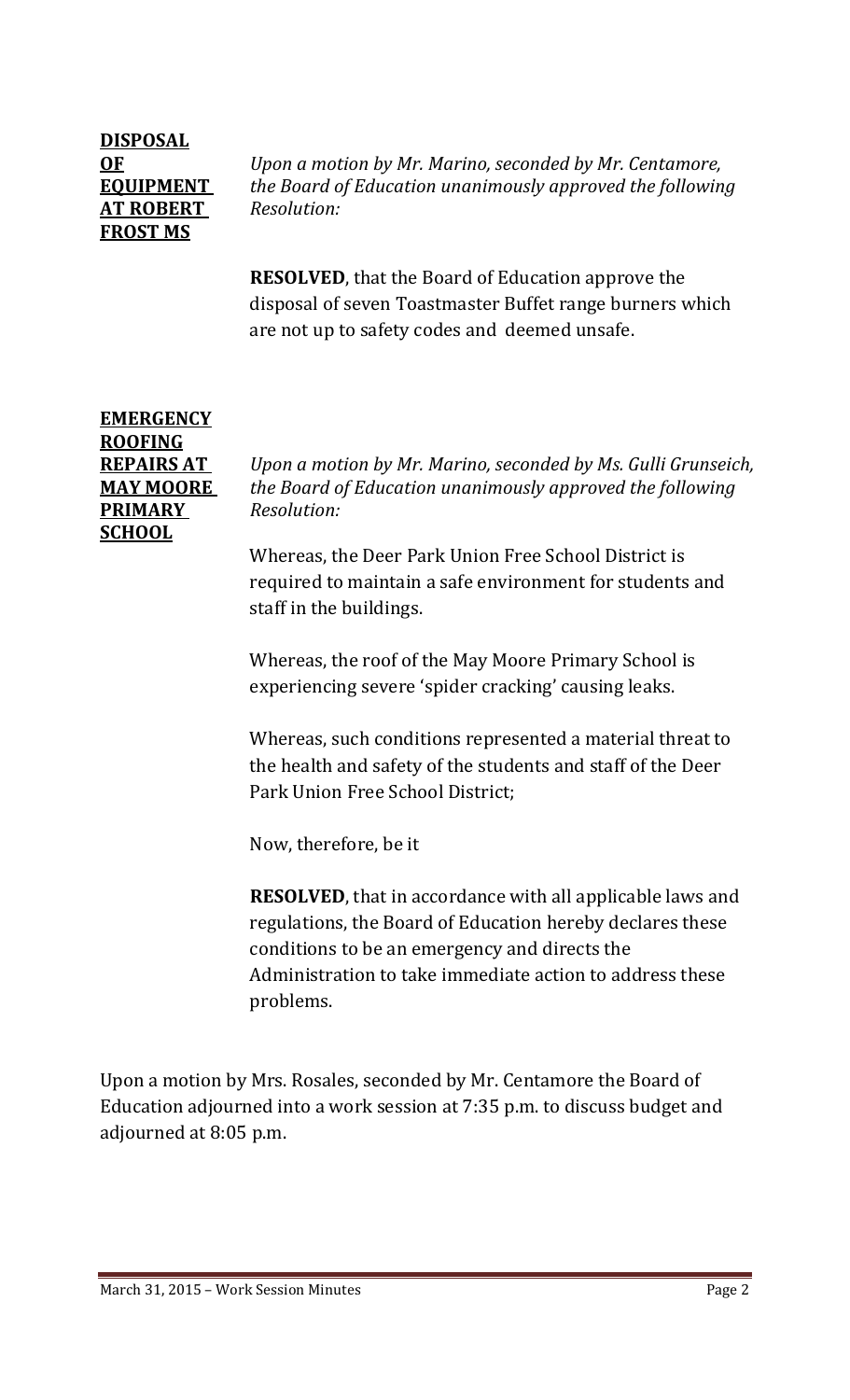**DISPOSAL OF EQUIPMENT AT ROBERT FROST MS**

*Upon a motion by Mr. Marino, seconded by Mr. Centamore, the Board of Education unanimously approved the following Resolution:*

**RESOLVED**, that the Board of Education approve the disposal of seven Toastmaster Buffet range burners which are not up to safety codes and deemed unsafe.

**EMERGENCY ROOFING REPAIRS AT MAY MOORE PRIMARY SCHOOL**

*Upon a motion by Mr. Marino, seconded by Ms. Gulli Grunseich, the Board of Education unanimously approved the following Resolution:*

Whereas, the Deer Park Union Free School District is required to maintain a safe environment for students and staff in the buildings.

Whereas, the roof of the May Moore Primary School is experiencing severe 'spider cracking' causing leaks.

Whereas, such conditions represented a material threat to the health and safety of the students and staff of the Deer Park Union Free School District;

Now, therefore, be it

**RESOLVED**, that in accordance with all applicable laws and regulations, the Board of Education hereby declares these conditions to be an emergency and directs the Administration to take immediate action to address these problems.

Upon a motion by Mrs. Rosales, seconded by Mr. Centamore the Board of Education adjourned into a work session at 7:35 p.m. to discuss budget and adjourned at 8:05 p.m.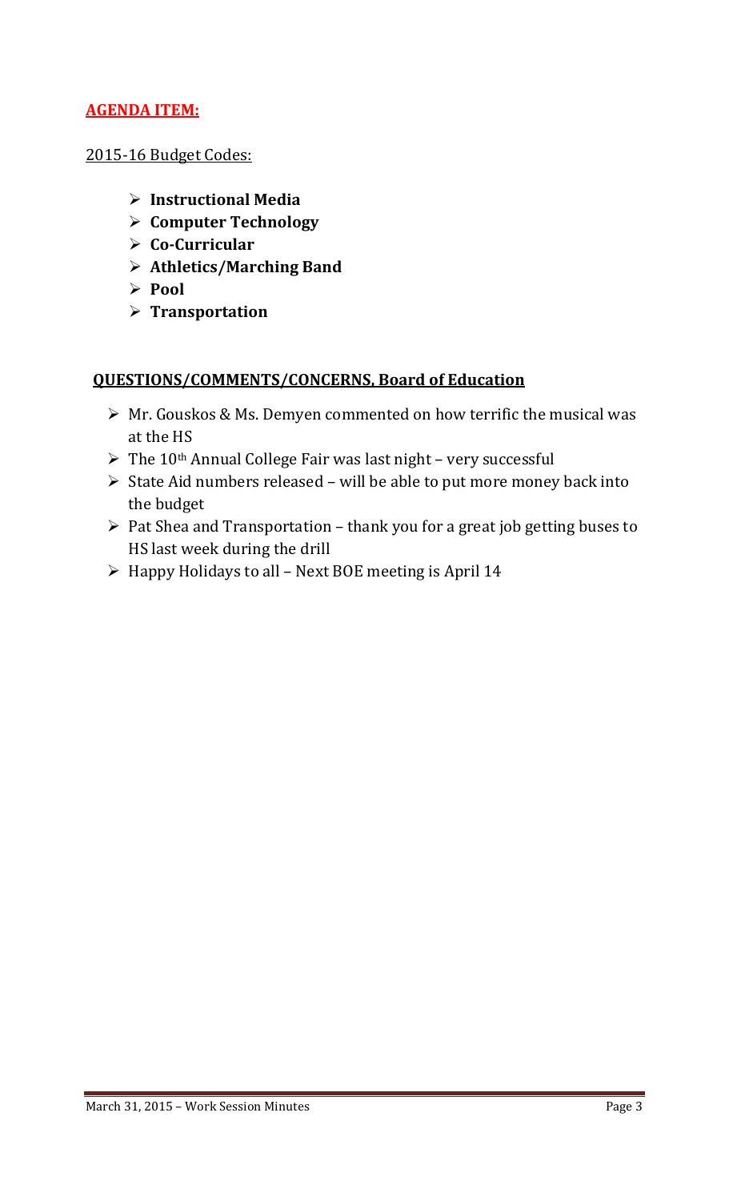**AGENDA ITEM:**

2015-16 Budget Codes:

- **Instructional Media**
- **Computer Technology**
- **Co-Curricular**
- **Athletics/Marching Band**
- **Pool**
- **Transportation**

**QUESTIONS/COMMENTS/CONCERNS, Board of Education**

- Mr. Gouskos & Ms. Demyen commented on how terrific the musical was at the HS
- The 10th Annual College Fair was last night – very successful
- State Aid numbers released – will be able to put more money back into the budget
- Pat Shea and Transportation – thank you for a great job getting buses to HS last week during the drill
- Happy Holidays to all – Next BOE meeting is April 14